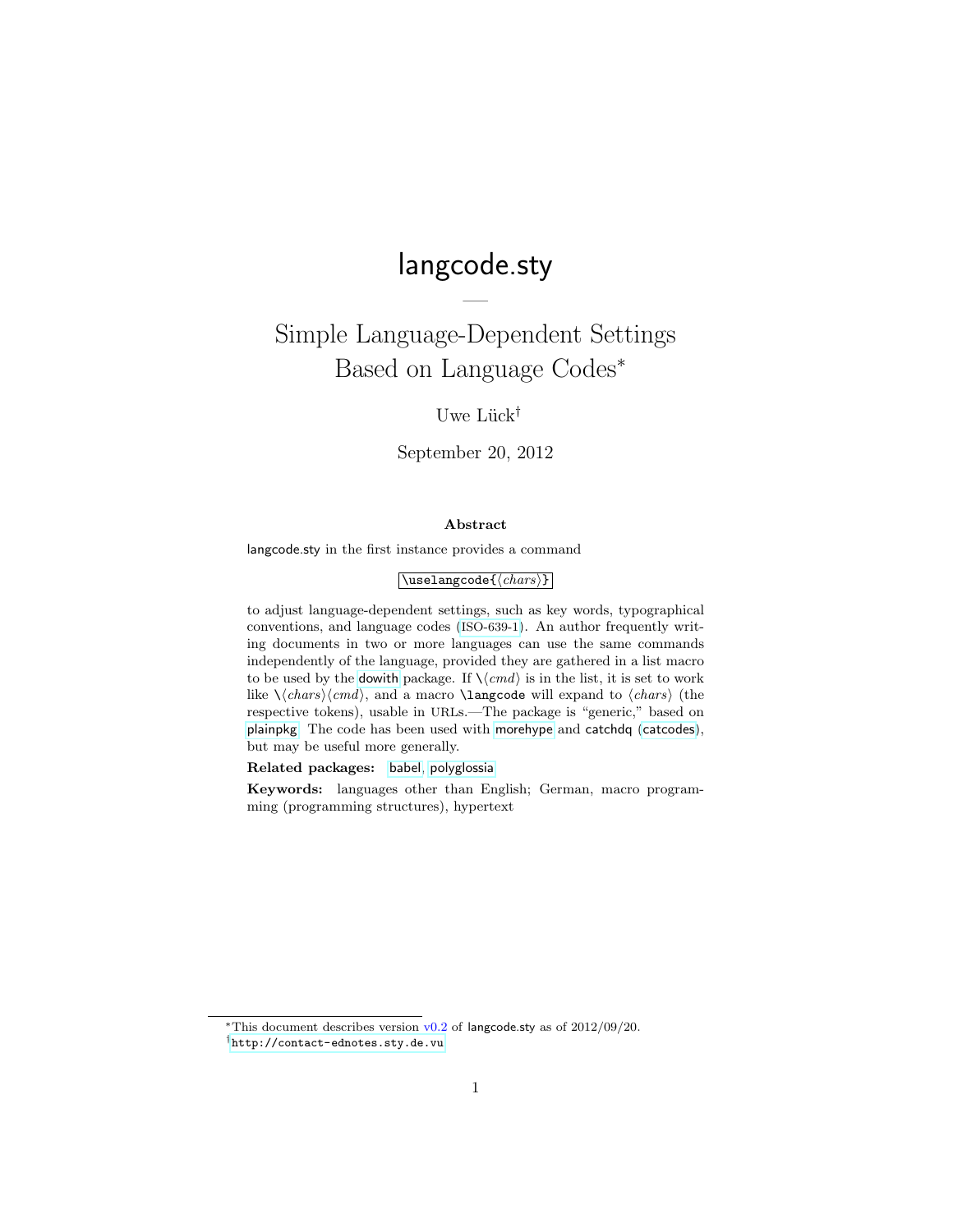# langcode.sty

—

## Simple Language-Dependent Settings Based on Language Codes[*]

Uwe Lück[†]

September 20, 2012

### Abstract

langcode.sty in the first instance provides a command

`\uselangcode{⟨chars⟩}`

to adjust language-dependent settings, such as key words, typographical conventions, and language codes (ISO-639-1). An author frequently writing documents in two or more languages can use the same commands independently of the language, provided they are gathered in a list macro to be used by the dowith package. If \⟨*cmd*⟩ is in the list, it is set to work like \⟨*chars*⟩⟨*cmd*⟩, and a macro `\langcode` will expand to ⟨*chars*⟩ (the respective tokens), usable in URLs.—The package is "generic," based on plainpkg. The code has been used with morehype and catchdq (catcodes), but may be useful more generally.

**Related packages:** babel, polyglossia

**Keywords:** languages other than English; German, macro programming (programming structures), hypertext

---

[*]This document describes version v0.2 of langcode.sty as of 2012/09/20.

[†]`http://contact-ednotes.sty.de.vu`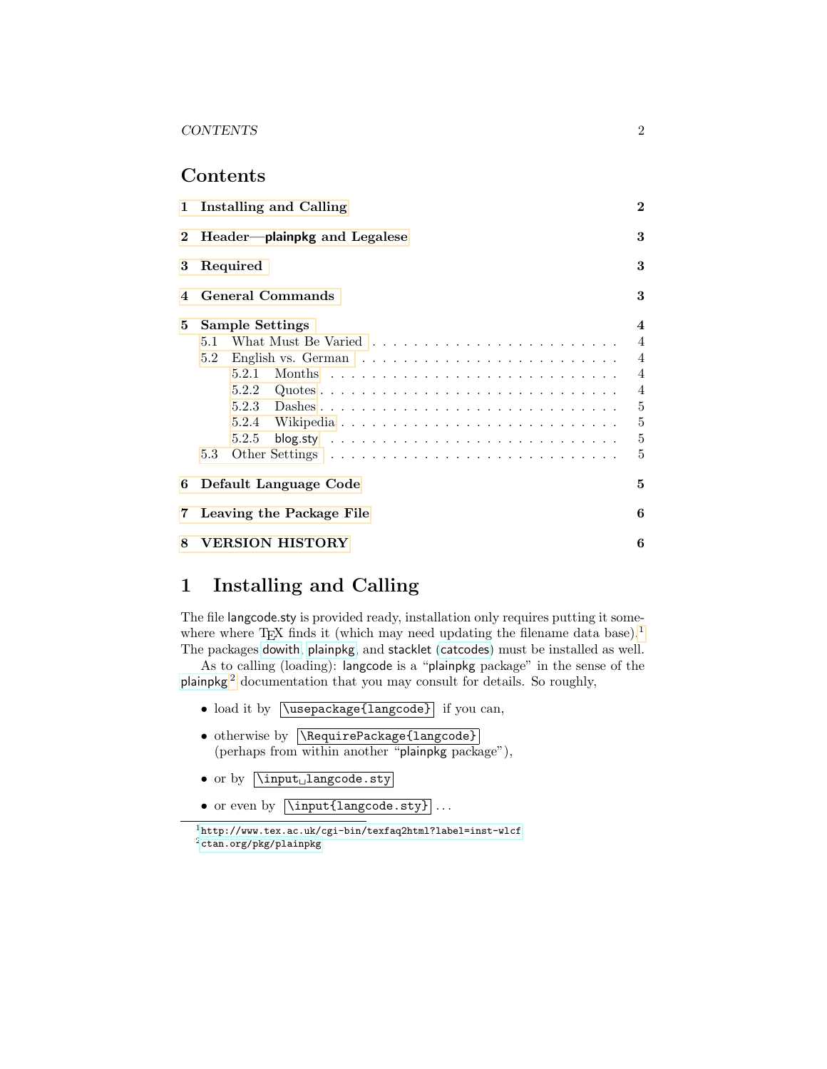## Contents

1 Installing and Calling — 2

2 Header—plainpkg and Legalese — 3

3 Required — 3

4 General Commands — 3

5 Sample Settings — 4
- 5.1 What Must Be Varied — 4
- 5.2 English vs. German — 4
  - 5.2.1 Months — 4
  - 5.2.2 Quotes — 4
  - 5.2.3 Dashes — 5
  - 5.2.4 Wikipedia — 5
  - 5.2.5 blog.sty — 5
- 5.3 Other Settings — 5

6 Default Language Code — 5

7 Leaving the Package File — 6

8 VERSION HISTORY — 6

# 1 Installing and Calling

The file langcode.sty is provided ready, installation only requires putting it somewhere where TEX finds it (which may need updating the filename data base).[1] The packages dowith, plainpkg, and stacklet (catcodes) must be installed as well.

As to calling (loading): langcode is a "plainpkg package" in the sense of the plainpkg[2] documentation that you may consult for details. So roughly,

- load it by `\usepackage{langcode}` if you can,
- otherwise by `\RequirePackage{langcode}` (perhaps from within another "plainpkg package"),
- or by `\input␣langcode.sty`
- or even by `\input{langcode.sty}` ...

[1] http://www.tex.ac.uk/cgi-bin/texfaq2html?label=inst-wlcf

[2] ctan.org/pkg/plainpkg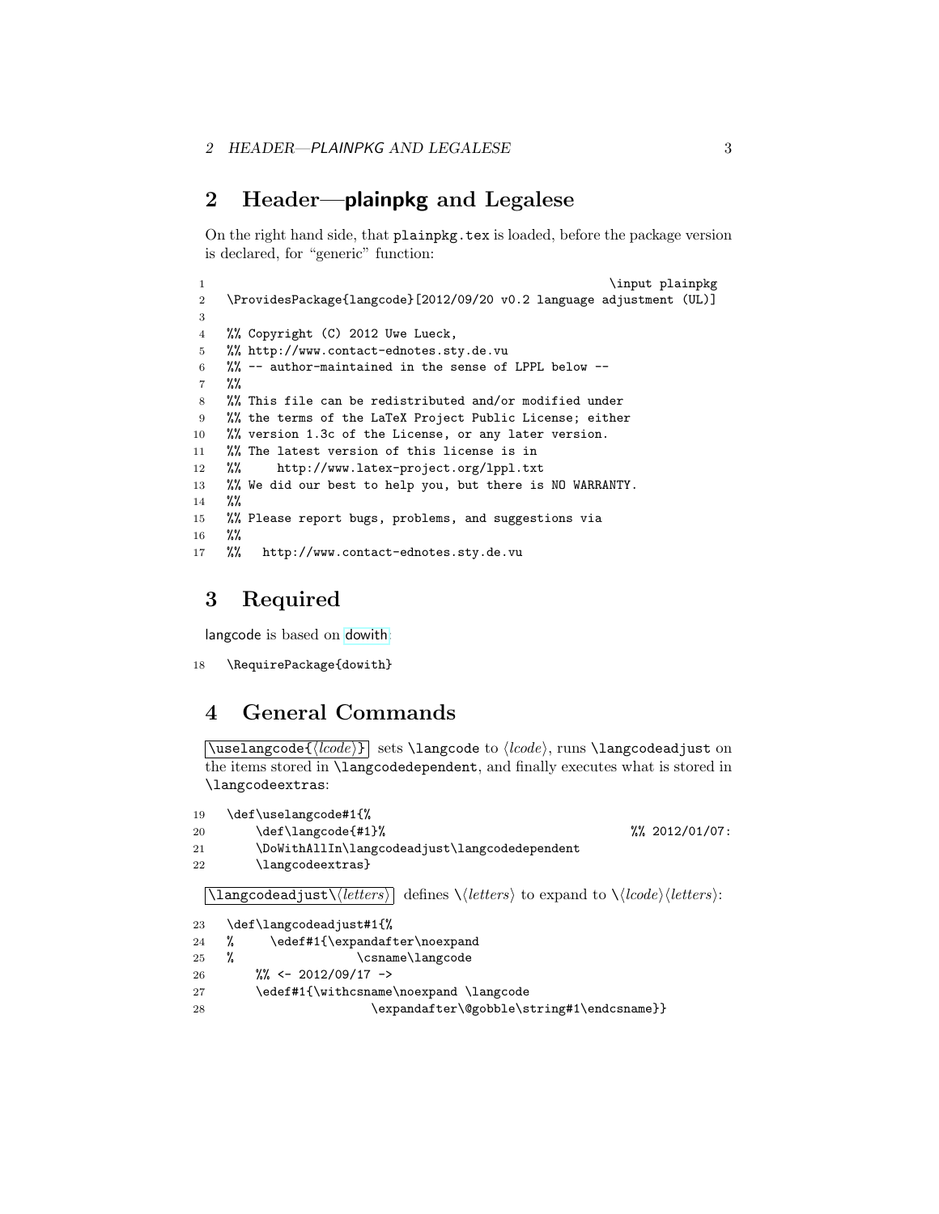## 2 Header—plainpkg and Legalese

On the right hand side, that `plainpkg.tex` is loaded, before the package version is declared, for "generic" function:

```
1                                                              \input plainpkg
2   \ProvidesPackage{langcode}[2012/09/20 v0.2 language adjustment (UL)]
3
4   %% Copyright (C) 2012 Uwe Lueck,
5   %% http://www.contact-ednotes.sty.de.vu
6   %% -- author-maintained in the sense of LPPL below --
7   %%
8   %% This file can be redistributed and/or modified under
9   %% the terms of the LaTeX Project Public License; either
10  %% version 1.3c of the License, or any later version.
11  %% The latest version of this license is in
12  %%     http://www.latex-project.org/lppl.txt
13  %% We did our best to help you, but there is NO WARRANTY.
14  %%
15  %% Please report bugs, problems, and suggestions via
16  %%
17  %%   http://www.contact-ednotes.sty.de.vu
```

## 3 Required

langcode is based on dowith:

```
18  \RequirePackage{dowith}
```

## 4 General Commands

`\uselangcode{⟨lcode⟩}` sets `\langcode` to ⟨*lcode*⟩, runs `\langcodeadjust` on the items stored in `\langcodedependent`, and finally executes what is stored in `\langcodeextras`:

```
19  \def\uselangcode#1{%
20      \def\langcode{#1}%                                 %% 2012/01/07:
21      \DoWithAllIn\langcodeadjust\langcodedependent
22      \langcodeextras}
```

`\langcodeadjust\⟨letters⟩` defines `\⟨letters⟩` to expand to `\⟨lcode⟩⟨letters⟩`:

```
23  \def\langcodeadjust#1{%
24  %     \edef#1{\expandafter\noexpand
25  %                 \csname\langcode
26      %% <- 2012/09/17 ->
27      \edef#1{\withcsname\noexpand \langcode
28                  \expandafter\@gobble\string#1\endcsname}}
```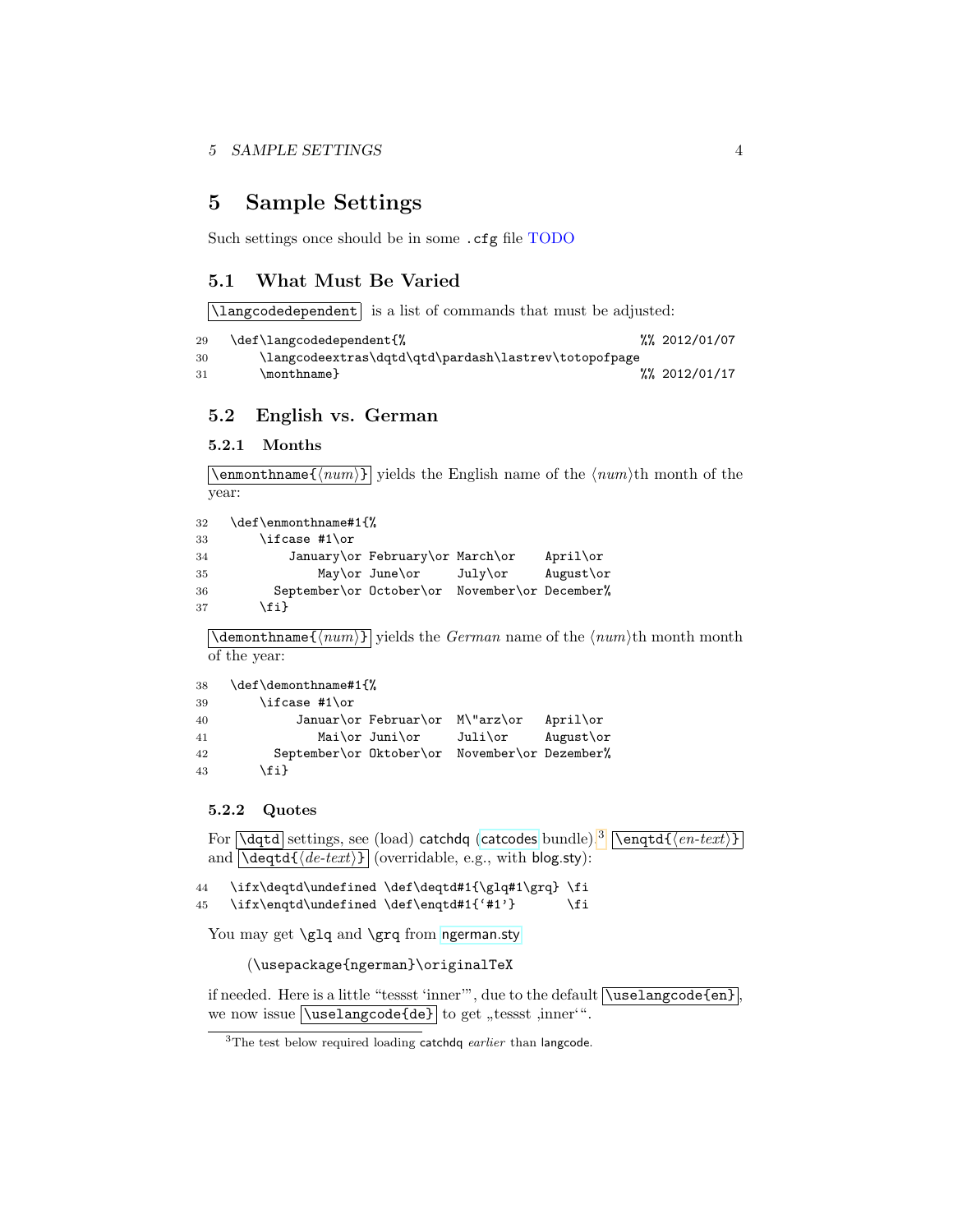# 5 Sample Settings

Such settings once should be in some `.cfg` file TODO

## 5.1 What Must Be Varied

`\langcodedependent` is a list of commands that must be adjusted:

```
29  \def\langcodedependent{%                                    %% 2012/01/07
30      \langcodeextras\dqtd\qtd\pardash\lastrev\totopofpage
31      \monthname}                                             %% 2012/01/17
```

## 5.2 English vs. German

### 5.2.1 Months

`\enmonthname{⟨num⟩}` yields the English name of the ⟨*num*⟩th month of the year:

```
32  \def\enmonthname#1{%
33      \ifcase #1\or
34          January\or February\or March\or    April\or
35              May\or June\or     July\or     August\or
36        September\or October\or  November\or December%
37      \fi}
```

`\demonthname{⟨num⟩}` yields the *German* name of the ⟨*num*⟩th month month of the year:

```
38  \def\demonthname#1{%
39      \ifcase #1\or
40           Januar\or Februar\or  M\"arz\or   April\or
41              Mai\or Juni\or     Juli\or     August\or
42        September\or Oktober\or  November\or Dezember%
43      \fi}
```

### 5.2.2 Quotes

For `\dqtd` settings, see (load) catchdq (catcodes bundle).[3] `\enqtd{⟨en-text⟩}` and `\deqtd{⟨de-text⟩}` (overridable, e.g., with blog.sty):

```
44  \ifx\deqtd\undefined \def\deqtd#1{\glq#1\grq} \fi
45  \ifx\enqtd\undefined \def\enqtd#1{`#1'}       \fi
```

You may get `\glq` and `\grq` from ngerman.sty

`(\usepackage{ngerman}\originalTeX`

if needed. Here is a little "tessst 'inner'", due to the default `\uselangcode{en}`, we now issue `\uselangcode{de}` to get „tessst ‚inner'".

[3] The test below required loading catchdq *earlier* than langcode.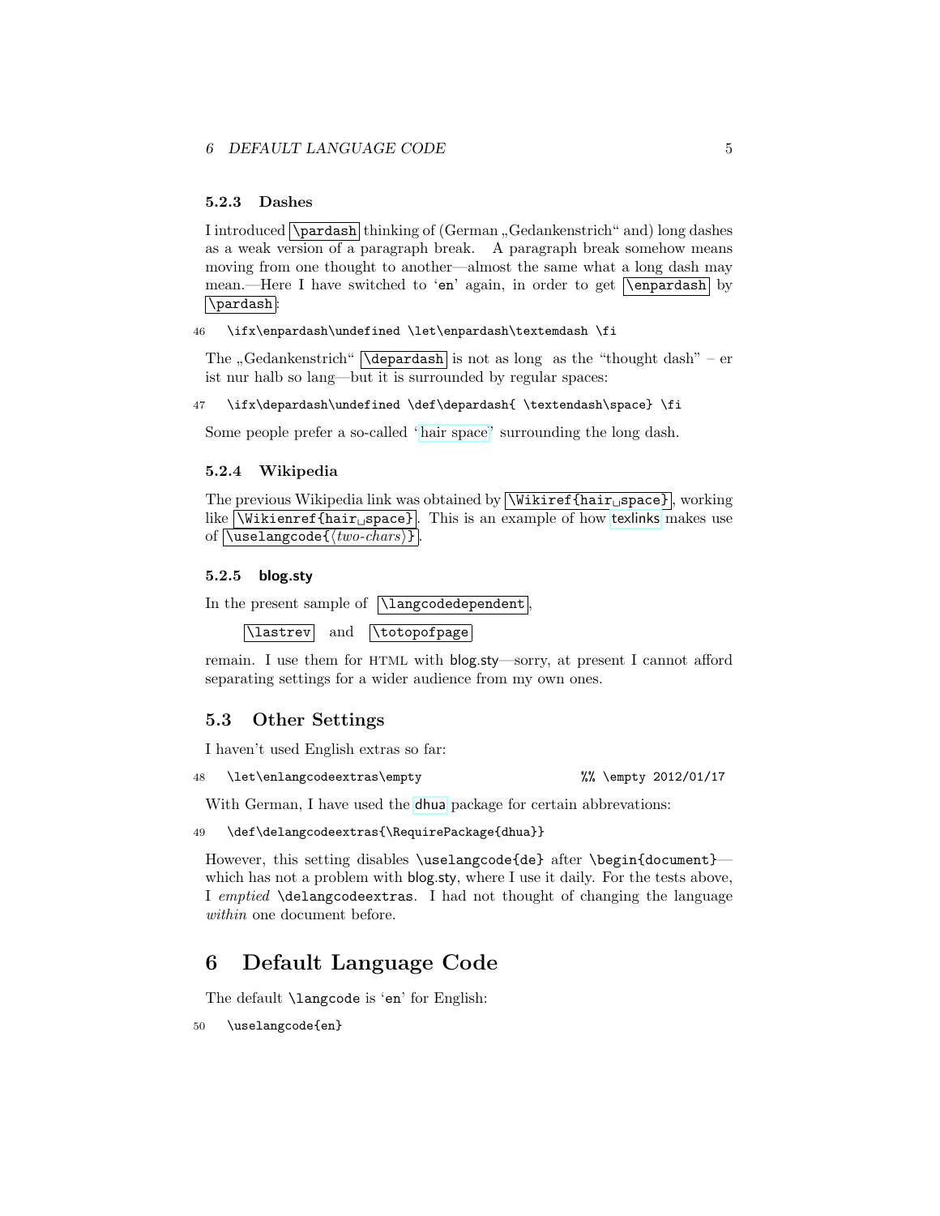#### 5.2.3 Dashes

I introduced `\pardash` thinking of (German „Gedankenstrich“ and) long dashes as a weak version of a paragraph break. A paragraph break somehow means moving from one thought to another—almost the same what a long dash may mean.—Here I have switched to '`en`' again, in order to get `\enpardash` by `\pardash`:

```
46 \ifx\enpardash\undefined \let\enpardash\textemdash \fi
```

The „Gedankenstrich“ `\depardash` is not as long as the "thought dash" – er ist nur halb so lang—but it is surrounded by regular spaces:

```
47 \ifx\depardash\undefined \def\depardash{ \textendash\space} \fi
```

Some people prefer a so-called 'hair space' surrounding the long dash.

#### 5.2.4 Wikipedia

The previous Wikipedia link was obtained by `\Wikiref{hair␣space}`, working like `\Wikienref{hair␣space}`. This is an example of how texlinks makes use of `\uselangcode{⟨two-chars⟩}`.

#### 5.2.5 blog.sty

In the present sample of `\langcodedependent`,

`\lastrev` and `\totopofpage`

remain. I use them for HTML with blog.sty—sorry, at present I cannot afford separating settings for a wider audience from my own ones.

### 5.3 Other Settings

I haven't used English extras so far:

```
48 \let\enlangcodeextras\empty                    %% \empty 2012/01/17
```

With German, I have used the `dhua` package for certain abbrevations:

```
49 \def\delangcodeextras{\RequirePackage{dhua}}
```

However, this setting disables `\uselangcode{de}` after `\begin{document}`—which has not a problem with blog.sty, where I use it daily. For the tests above, I *emptied* `\delangcodeextras`. I had not thought of changing the language *within* one document before.

## 6 Default Language Code

The default `\langcode` is '`en`' for English:

```
50 \uselangcode{en}
```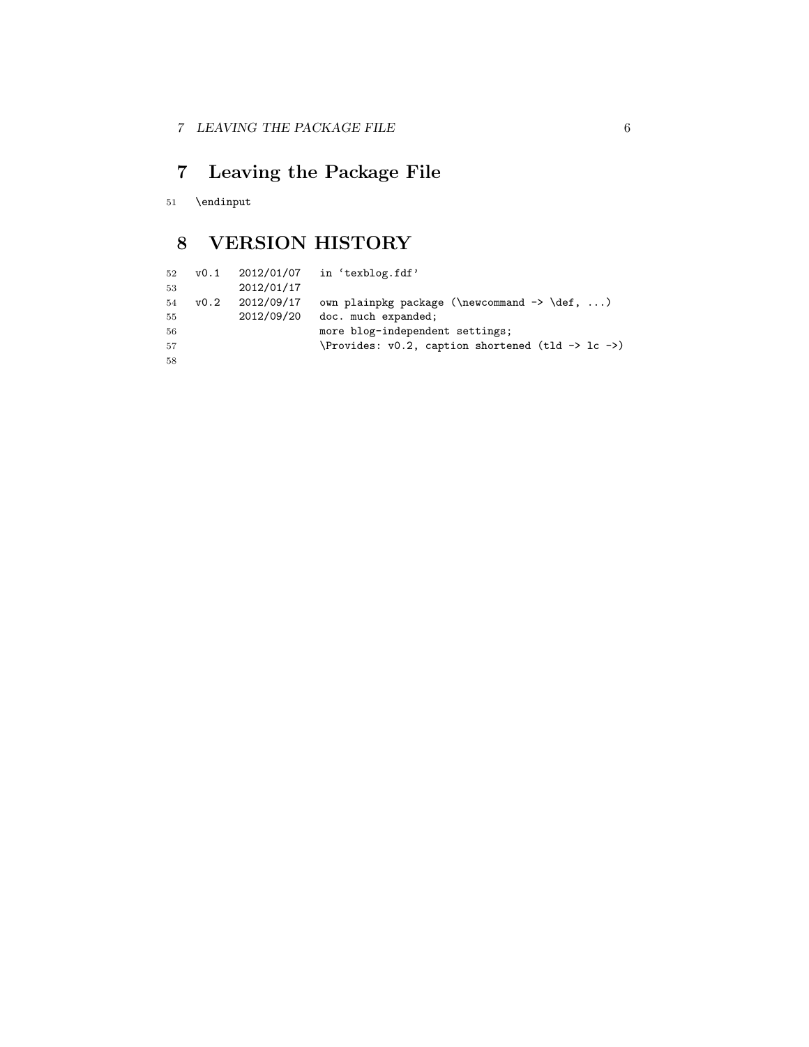## 7 Leaving the Package File

```
51  \endinput
```

## 8 VERSION HISTORY

```
52  v0.1   2012/01/07   in 'texblog.fdf'
53         2012/01/17
54  v0.2   2012/09/17   own plainpkg package (\newcommand -> \def, ...)
55         2012/09/20   doc. much expanded;
56                      more blog-independent settings;
57                      \Provides: v0.2, caption shortened (tld -> lc ->)
58
```